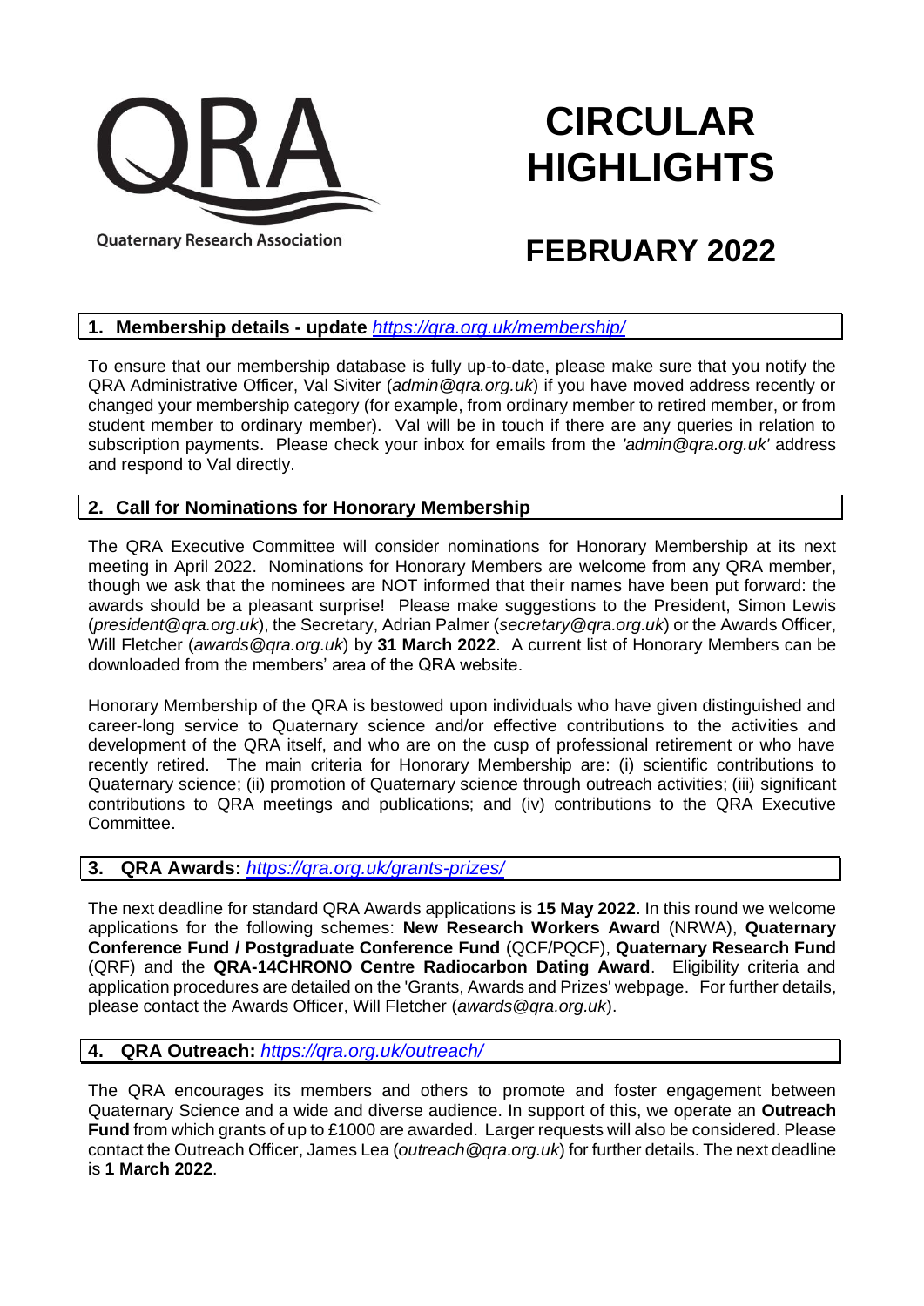Quaternary Research Association

# CIRCULAR HIGHLIGHTS

# FEBRUARY 2022

## 1. Membership details - update *https://qra.org.uk/membership/*

To ensure that our membership database is fully up-to-date, please make sure that you notify the QRA Administrative Officer, Val Siviter (*admin@qra.org.uk*) if you have moved address recently or changed your membership category (for example, from ordinary member to retired member, or from student member to ordinary member). Val will be in touch if there are any queries in relation to subscription payments. Please check your inbox for emails from the *'admin@qra.org.uk'* address and respond to Val directly.

## 2. Call for Nominations for Honorary Membership

The QRA Executive Committee will consider nominations for Honorary Membership at its next meeting in April 2022. Nominations for Honorary Members are welcome from any QRA member, though we ask that the nominees are NOT informed that their names have been put forward: the awards should be a pleasant surprise! Please make suggestions to the President, Simon Lewis (*president@qra.org.uk*), the Secretary, Adrian Palmer (*secretary@qra.org.uk*) or the Awards Officer, Will Fletcher (*awards@qra.org.uk*) by **31 March 2022**. A current list of Honorary Members can be downloaded from the members' area of the QRA website.

Honorary Membership of the QRA is bestowed upon individuals who have given distinguished and career-long service to Quaternary science and/or effective contributions to the activities and development of the QRA itself, and who are on the cusp of professional retirement or who have recently retired. The main criteria for Honorary Membership are: (i) scientific contributions to Quaternary science; (ii) promotion of Quaternary science through outreach activities; (iii) significant contributions to QRA meetings and publications; and (iv) contributions to the QRA Executive Committee.

## 3. QRA Awards: *https://qra.org.uk/grants-prizes/*

The next deadline for standard QRA Awards applications is **15 May 2022**. In this round we welcome applications for the following schemes: **New Research Workers Award** (NRWA), **Quaternary Conference Fund / Postgraduate Conference Fund** (QCF/PQCF), **Quaternary Research Fund** (QRF) and the **QRA-14CHRONO Centre Radiocarbon Dating Award**. Eligibility criteria and application procedures are detailed on the 'Grants, Awards and Prizes' webpage. For further details, please contact the Awards Officer, Will Fletcher (*awards@qra.org.uk*).

## 4. QRA Outreach: *https://qra.org.uk/outreach/*

The QRA encourages its members and others to promote and foster engagement between Quaternary Science and a wide and diverse audience. In support of this, we operate an **Outreach Fund** from which grants of up to £1000 are awarded. Larger requests will also be considered. Please contact the Outreach Officer, James Lea (*outreach@qra.org.uk*) for further details. The next deadline is **1 March 2022**.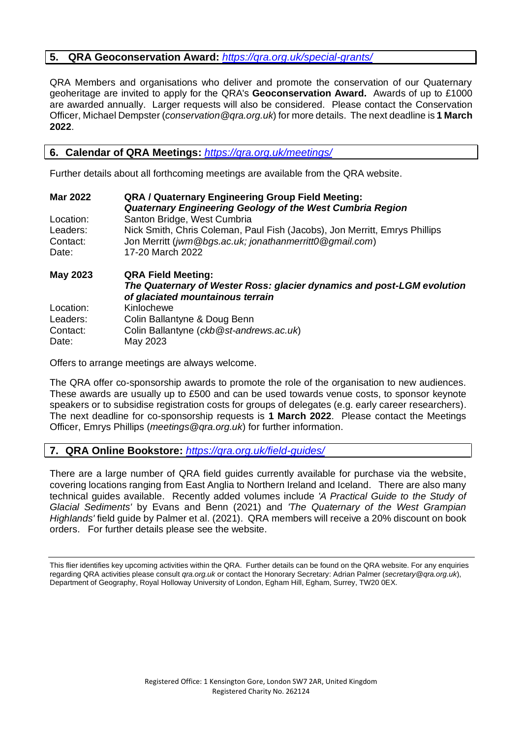## 5. QRA Geoconservation Award: [https://qra.org.uk/special-grants/](https://qra.org.uk/special-grants/)

QRA Members and organisations who deliver and promote the conservation of our Quaternary geoheritage are invited to apply for the QRA's **Geoconservation Award.** Awards of up to £1000 are awarded annually. Larger requests will also be considered. Please contact the Conservation Officer, Michael Dempster (*conservation@qra.org.uk*) for more details. The next deadline is **1 March 2022**.

## 6. Calendar of QRA Meetings: [https://qra.org.uk/meetings/](https://qra.org.uk/meetings/)

Further details about all forthcoming meetings are available from the QRA website.

| | |
|---|---|
| **Mar 2022** | **QRA / Quaternary Engineering Group Field Meeting:** ***Quaternary Engineering Geology of the West Cumbria Region*** |
| Location: | Santon Bridge, West Cumbria |
| Leaders: | Nick Smith, Chris Coleman, Paul Fish (Jacobs), Jon Merritt, Emrys Phillips |
| Contact: | Jon Merritt (*jwm@bgs.ac.uk; jonathanmerritt0@gmail.com*) |
| Date: | 17-20 March 2022 |

| | |
|---|---|
| **May 2023** | **QRA Field Meeting:** ***The Quaternary of Wester Ross: glacier dynamics and post-LGM evolution of glaciated mountainous terrain*** |
| Location: | Kinlochewe |
| Leaders: | Colin Ballantyne & Doug Benn |
| Contact: | Colin Ballantyne (*ckb@st-andrews.ac.uk*) |
| Date: | May 2023 |

Offers to arrange meetings are always welcome.

The QRA offer co-sponsorship awards to promote the role of the organisation to new audiences. These awards are usually up to £500 and can be used towards venue costs, to sponsor keynote speakers or to subsidise registration costs for groups of delegates (e.g. early career researchers). The next deadline for co-sponsorship requests is **1 March 2022**. Please contact the Meetings Officer, Emrys Phillips (*meetings@qra.org.uk*) for further information.

## 7. QRA Online Bookstore: [https://qra.org.uk/field-guides/](https://qra.org.uk/field-guides/)

There are a large number of QRA field guides currently available for purchase via the website, covering locations ranging from East Anglia to Northern Ireland and Iceland. There are also many technical guides available. Recently added volumes include *'A Practical Guide to the Study of Glacial Sediments'* by Evans and Benn (2021) and *'The Quaternary of the West Grampian Highlands'* field guide by Palmer et al. (2021). QRA members will receive a 20% discount on book orders. For further details please see the website.

---

This flier identifies key upcoming activities within the QRA. Further details can be found on the QRA website. For any enquiries regarding QRA activities please consult *qra.org.uk* or contact the Honorary Secretary: Adrian Palmer (*secretary@qra.org.uk*), Department of Geography, Royal Holloway University of London, Egham Hill, Egham, Surrey, TW20 0EX.

Registered Office: 1 Kensington Gore, London SW7 2AR, United Kingdom
Registered Charity No. 262124